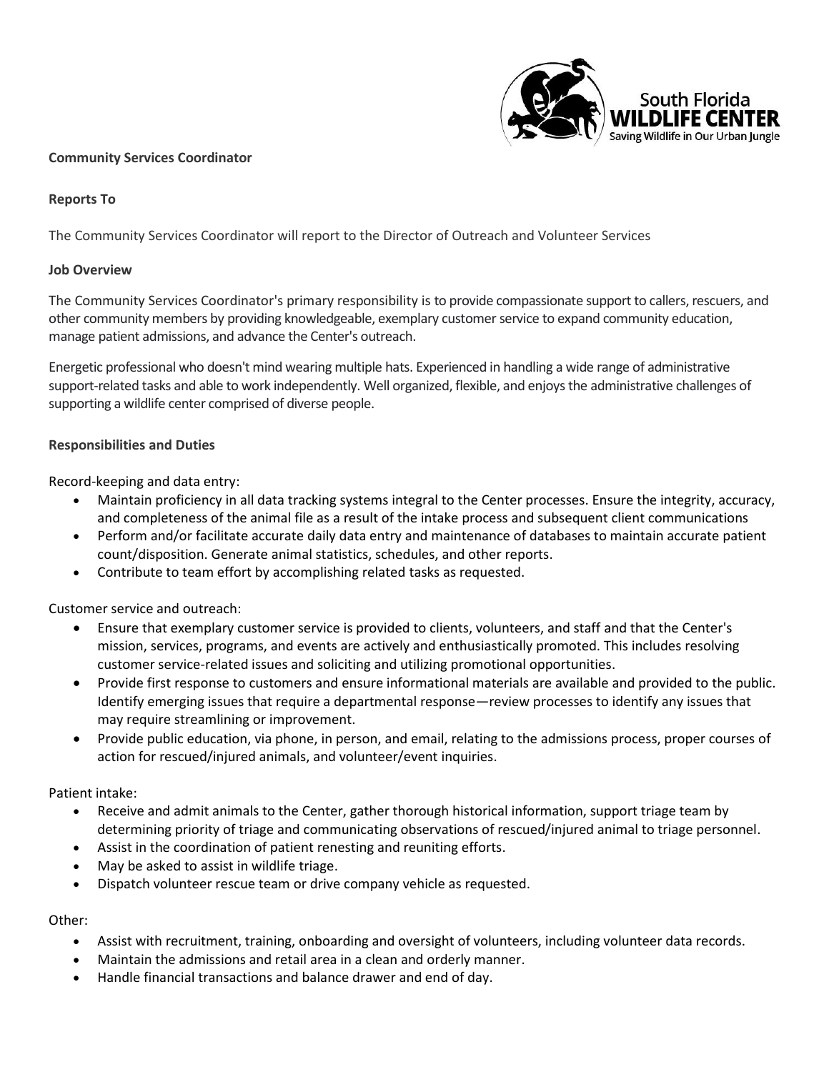South Florida
**WILDLIFE CENTER**
Saving Wildlife in Our Urban Jungle

**Community Services Coordinator**

**Reports To**

The Community Services Coordinator will report to the Director of Outreach and Volunteer Services

**Job Overview**

The Community Services Coordinator's primary responsibility is to provide compassionate support to callers, rescuers, and other community members by providing knowledgeable, exemplary customer service to expand community education, manage patient admissions, and advance the Center's outreach.

Energetic professional who doesn't mind wearing multiple hats. Experienced in handling a wide range of administrative support-related tasks and able to work independently. Well organized, flexible, and enjoys the administrative challenges of supporting a wildlife center comprised of diverse people.

**Responsibilities and Duties**

Record-keeping and data entry:

- Maintain proficiency in all data tracking systems integral to the Center processes. Ensure the integrity, accuracy, and completeness of the animal file as a result of the intake process and subsequent client communications
- Perform and/or facilitate accurate daily data entry and maintenance of databases to maintain accurate patient count/disposition. Generate animal statistics, schedules, and other reports.
- Contribute to team effort by accomplishing related tasks as requested.

Customer service and outreach:

- Ensure that exemplary customer service is provided to clients, volunteers, and staff and that the Center's mission, services, programs, and events are actively and enthusiastically promoted. This includes resolving customer service-related issues and soliciting and utilizing promotional opportunities.
- Provide first response to customers and ensure informational materials are available and provided to the public. Identify emerging issues that require a departmental response—review processes to identify any issues that may require streamlining or improvement.
- Provide public education, via phone, in person, and email, relating to the admissions process, proper courses of action for rescued/injured animals, and volunteer/event inquiries.

Patient intake:

- Receive and admit animals to the Center, gather thorough historical information, support triage team by determining priority of triage and communicating observations of rescued/injured animal to triage personnel.
- Assist in the coordination of patient renesting and reuniting efforts.
- May be asked to assist in wildlife triage.
- Dispatch volunteer rescue team or drive company vehicle as requested.

Other:

- Assist with recruitment, training, onboarding and oversight of volunteers, including volunteer data records.
- Maintain the admissions and retail area in a clean and orderly manner.
- Handle financial transactions and balance drawer and end of day.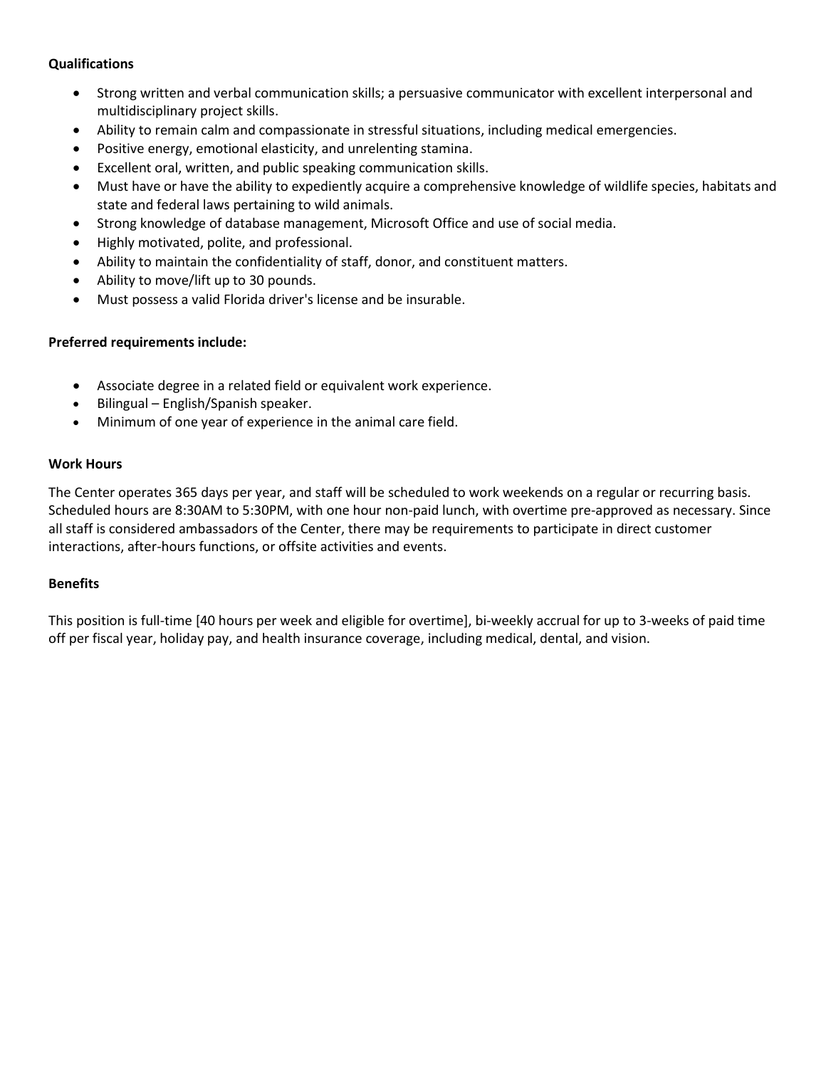**Qualifications**

- Strong written and verbal communication skills; a persuasive communicator with excellent interpersonal and multidisciplinary project skills.
- Ability to remain calm and compassionate in stressful situations, including medical emergencies.
- Positive energy, emotional elasticity, and unrelenting stamina.
- Excellent oral, written, and public speaking communication skills.
- Must have or have the ability to expediently acquire a comprehensive knowledge of wildlife species, habitats and state and federal laws pertaining to wild animals.
- Strong knowledge of database management, Microsoft Office and use of social media.
- Highly motivated, polite, and professional.
- Ability to maintain the confidentiality of staff, donor, and constituent matters.
- Ability to move/lift up to 30 pounds.
- Must possess a valid Florida driver's license and be insurable.

**Preferred requirements include:**

- Associate degree in a related field or equivalent work experience.
- Bilingual – English/Spanish speaker.
- Minimum of one year of experience in the animal care field.

**Work Hours**

The Center operates 365 days per year, and staff will be scheduled to work weekends on a regular or recurring basis. Scheduled hours are 8:30AM to 5:30PM, with one hour non-paid lunch, with overtime pre-approved as necessary. Since all staff is considered ambassadors of the Center, there may be requirements to participate in direct customer interactions, after-hours functions, or offsite activities and events.

**Benefits**

This position is full-time [40 hours per week and eligible for overtime], bi-weekly accrual for up to 3-weeks of paid time off per fiscal year, holiday pay, and health insurance coverage, including medical, dental, and vision.